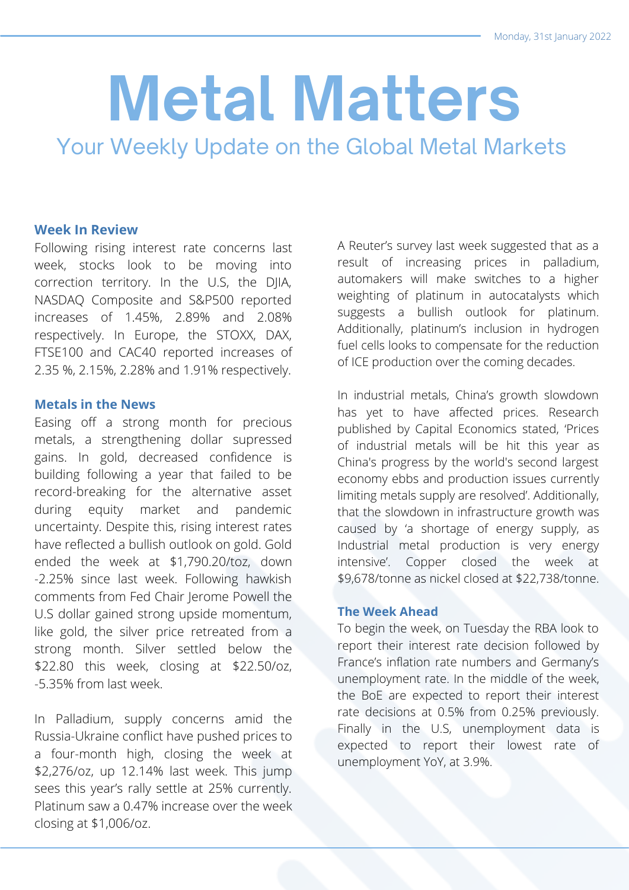Monday, 31st January 2022

# Metal Matters

## Your Weekly Update on the Global Metal Markets

### Week In Review

Following rising interest rate concerns last week, stocks look to be moving into correction territory. In the U.S, the DJIA, NASDAQ Composite and S&P500 reported increases of 1.45%, 2.89% and 2.08% respectively. In Europe, the STOXX, DAX, FTSE100 and CAC40 reported increases of 2.35 %, 2.15%, 2.28% and 1.91% respectively.

### Metals in the News

Easing off a strong month for precious metals, a strengthening dollar supressed gains. In gold, decreased confidence is building following a year that failed to be record-breaking for the alternative asset during equity market and pandemic uncertainty. Despite this, rising interest rates have reflected a bullish outlook on gold. Gold ended the week at $1,790.20/toz, down -2.25% since last week. Following hawkish comments from Fed Chair Jerome Powell the U.S dollar gained strong upside momentum, like gold, the silver price retreated from a strong month. Silver settled below the $22.80 this week, closing at $22.50/oz, -5.35% from last week.

In Palladium, supply concerns amid the Russia-Ukraine conflict have pushed prices to a four-month high, closing the week at $2,276/oz, up 12.14% last week. This jump sees this year's rally settle at 25% currently. Platinum saw a 0.47% increase over the week closing at $1,006/oz.

A Reuter's survey last week suggested that as a result of increasing prices in palladium, automakers will make switches to a higher weighting of platinum in autocatalysts which suggests a bullish outlook for platinum. Additionally, platinum's inclusion in hydrogen fuel cells looks to compensate for the reduction of ICE production over the coming decades.

In industrial metals, China's growth slowdown has yet to have affected prices. Research published by Capital Economics stated, 'Prices of industrial metals will be hit this year as China's progress by the world's second largest economy ebbs and production issues currently limiting metals supply are resolved'. Additionally, that the slowdown in infrastructure growth was caused by 'a shortage of energy supply, as Industrial metal production is very energy intensive'. Copper closed the week at $9,678/tonne as nickel closed at $22,738/tonne.

### The Week Ahead

To begin the week, on Tuesday the RBA look to report their interest rate decision followed by France's inflation rate numbers and Germany's unemployment rate. In the middle of the week, the BoE are expected to report their interest rate decisions at 0.5% from 0.25% previously. Finally in the U.S, unemployment data is expected to report their lowest rate of unemployment YoY, at 3.9%.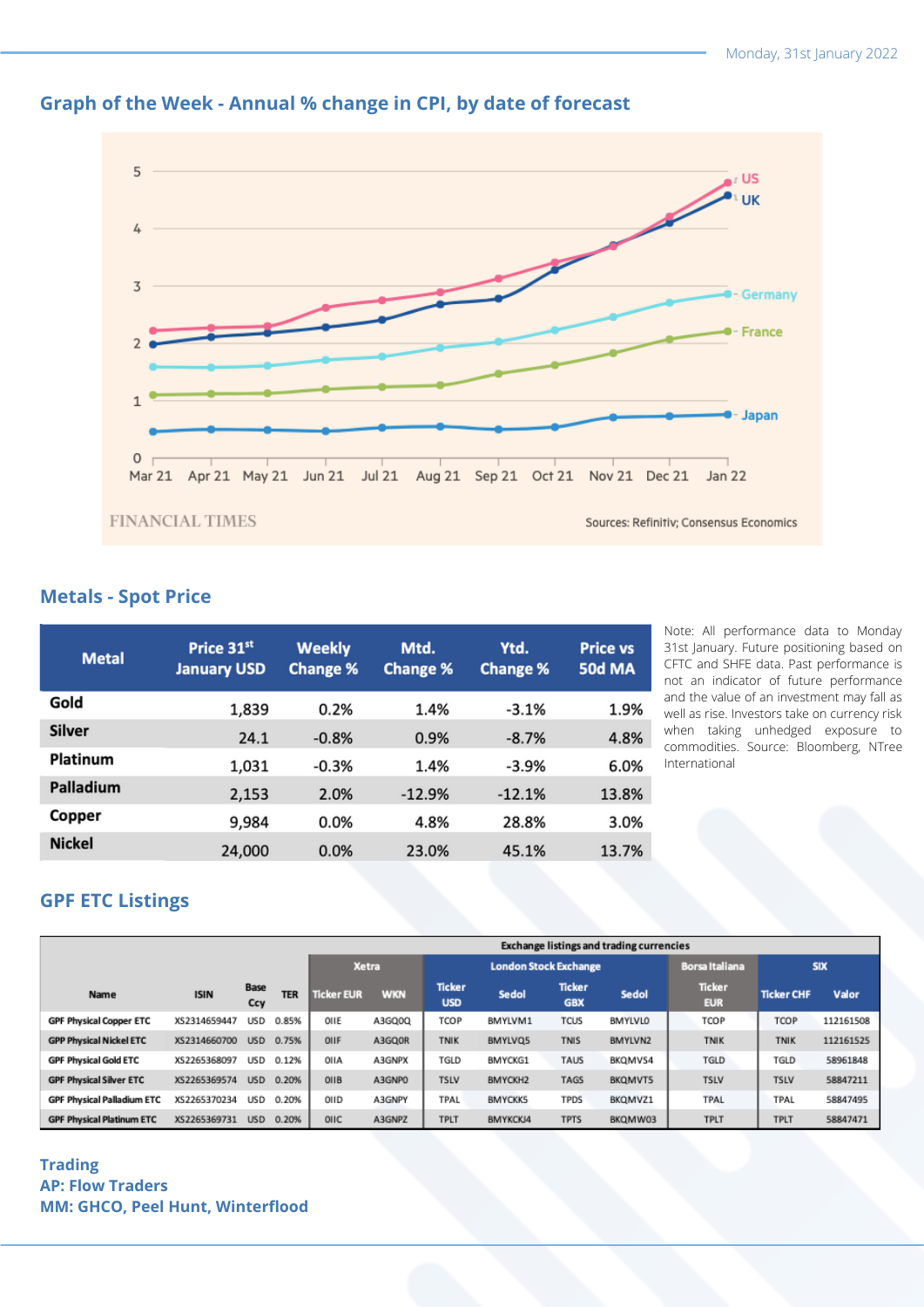## Graph of the Week - Annual % change in CPI, by date of forecast

FINANCIAL TIMES

Sources: Refinitiv; Consensus Economics

## Metals - Spot Price

| Metal | Price 31st January USD | Weekly Change % | Mtd. Change % | Ytd. Change % | Price vs 50d MA |
|---|---|---|---|---|---|
| Gold | 1,839 | 0.2% | 1.4% | -3.1% | 1.9% |
| Silver | 24.1 | -0.8% | 0.9% | -8.7% | 4.8% |
| Platinum | 1,031 | -0.3% | 1.4% | -3.9% | 6.0% |
| Palladium | 2,153 | 2.0% | -12.9% | -12.1% | 13.8% |
| Copper | 9,984 | 0.0% | 4.8% | 28.8% | 3.0% |
| Nickel | 24,000 | 0.0% | 23.0% | 45.1% | 13.7% |

Note: All performance data to Monday 31st January. Future positioning based on CFTC and SHFE data. Past performance is not an indicator of future performance and the value of an investment may fall as well as rise. Investors take on currency risk when taking unhedged exposure to commodities. Source: Bloomberg, NTree International

## GPF ETC Listings

| | | | | Exchange listings and trading currencies | | | | | | | | |
|---|---|---|---|---|---|---|---|---|---|---|---|---|
| | | | | Xetra | | London Stock Exchange | | | | Borsa Italiana | SIX | |
| Name | ISIN | Base Ccy | TER | Ticker EUR | WKN | Ticker USD | Sedol | Ticker GBX | Sedol | Ticker EUR | Ticker CHF | Valor |
| GPF Physical Copper ETC | XS2314659447 | USD | 0.85% | 0IIE | A3GQ0Q | TCOP | BMYLVM1 | TCUS | BMYLVL0 | TCOP | TCOP | 112161508 |
| GPF Physical Nickel ETC | XS2314660700 | USD | 0.75% | 0IIF | A3GQ0R | TNIK | BMYLVQ5 | TNIS | BMYLVN2 | TNIK | TNIK | 112161525 |
| GPF Physical Gold ETC | XS2265368097 | USD | 0.12% | 0IIA | A3GNPX | TGLD | BMYCKG1 | TAUS | BKQMVS4 | TGLD | TGLD | 58961848 |
| GPF Physical Silver ETC | XS2265369574 | USD | 0.20% | 0IIB | A3GNP0 | TSLV | BMYCKH2 | TAGS | BKQMVT5 | TSLV | TSLV | 58847211 |
| GPF Physical Palladium ETC | XS2265370234 | USD | 0.20% | 0IID | A3GNPY | TPAL | BMYCKK5 | TPDS | BKQMVZ1 | TPAL | TPAL | 58847495 |
| GPF Physical Platinum ETC | XS2265369731 | USD | 0.20% | 0IIC | A3GNPZ | TPLT | BMYCKJ4 | TPTS | BKQMW03 | TPLT | TPLT | 58847471 |

**Trading**
**AP: Flow Traders**
**MM: GHCO, Peel Hunt, Winterflood**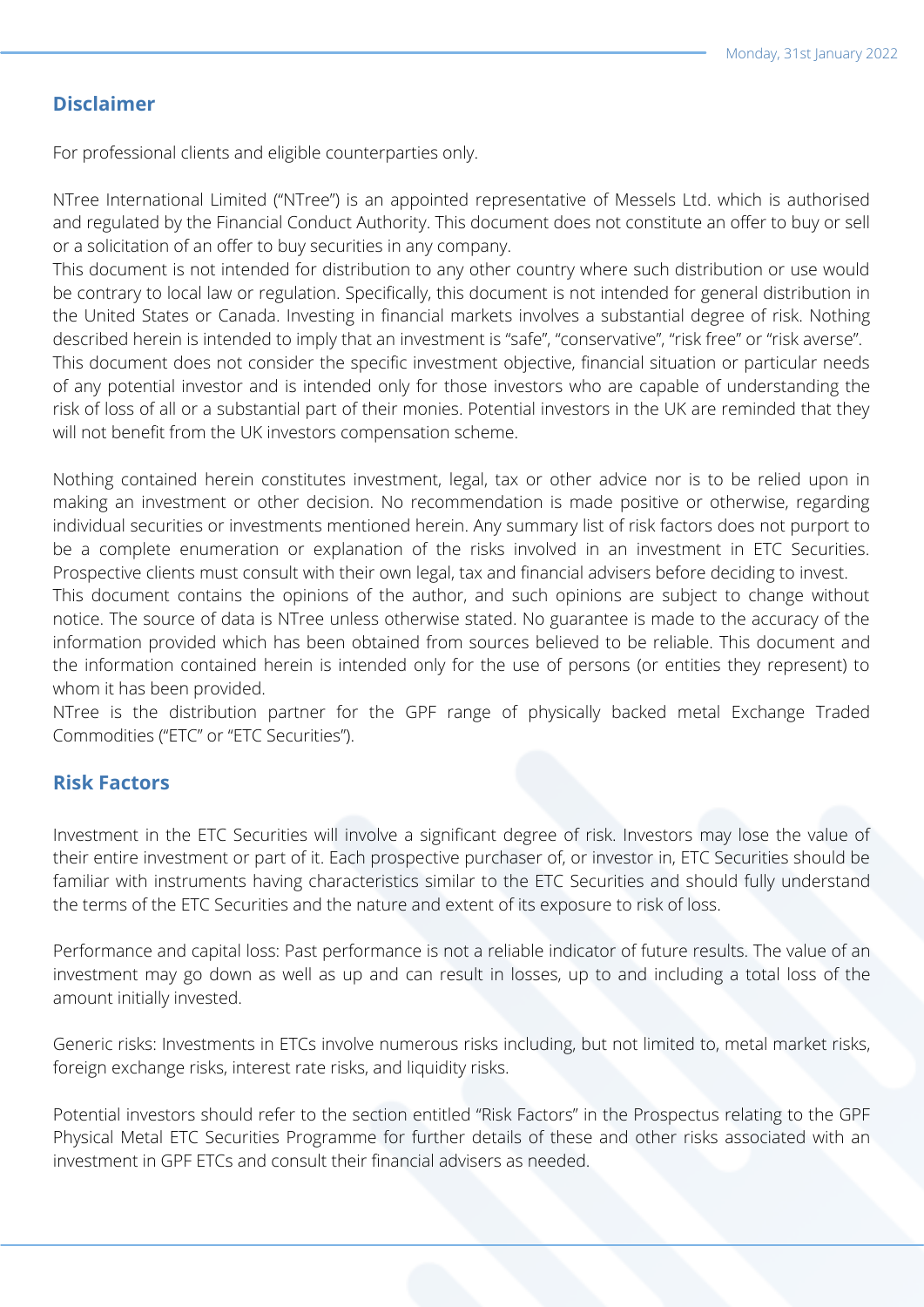## Disclaimer

For professional clients and eligible counterparties only.

NTree International Limited ("NTree") is an appointed representative of Messels Ltd. which is authorised and regulated by the Financial Conduct Authority. This document does not constitute an offer to buy or sell or a solicitation of an offer to buy securities in any company.

This document is not intended for distribution to any other country where such distribution or use would be contrary to local law or regulation. Specifically, this document is not intended for general distribution in the United States or Canada. Investing in financial markets involves a substantial degree of risk. Nothing described herein is intended to imply that an investment is "safe", "conservative", "risk free" or "risk averse".

This document does not consider the specific investment objective, financial situation or particular needs of any potential investor and is intended only for those investors who are capable of understanding the risk of loss of all or a substantial part of their monies. Potential investors in the UK are reminded that they will not benefit from the UK investors compensation scheme.

Nothing contained herein constitutes investment, legal, tax or other advice nor is to be relied upon in making an investment or other decision. No recommendation is made positive or otherwise, regarding individual securities or investments mentioned herein. Any summary list of risk factors does not purport to be a complete enumeration or explanation of the risks involved in an investment in ETC Securities. Prospective clients must consult with their own legal, tax and financial advisers before deciding to invest.

This document contains the opinions of the author, and such opinions are subject to change without notice. The source of data is NTree unless otherwise stated. No guarantee is made to the accuracy of the information provided which has been obtained from sources believed to be reliable. This document and the information contained herein is intended only for the use of persons (or entities they represent) to whom it has been provided.

NTree is the distribution partner for the GPF range of physically backed metal Exchange Traded Commodities ("ETC" or "ETC Securities").

## Risk Factors

Investment in the ETC Securities will involve a significant degree of risk. Investors may lose the value of their entire investment or part of it. Each prospective purchaser of, or investor in, ETC Securities should be familiar with instruments having characteristics similar to the ETC Securities and should fully understand the terms of the ETC Securities and the nature and extent of its exposure to risk of loss.

Performance and capital loss: Past performance is not a reliable indicator of future results. The value of an investment may go down as well as up and can result in losses, up to and including a total loss of the amount initially invested.

Generic risks: Investments in ETCs involve numerous risks including, but not limited to, metal market risks, foreign exchange risks, interest rate risks, and liquidity risks.

Potential investors should refer to the section entitled "Risk Factors" in the Prospectus relating to the GPF Physical Metal ETC Securities Programme for further details of these and other risks associated with an investment in GPF ETCs and consult their financial advisers as needed.